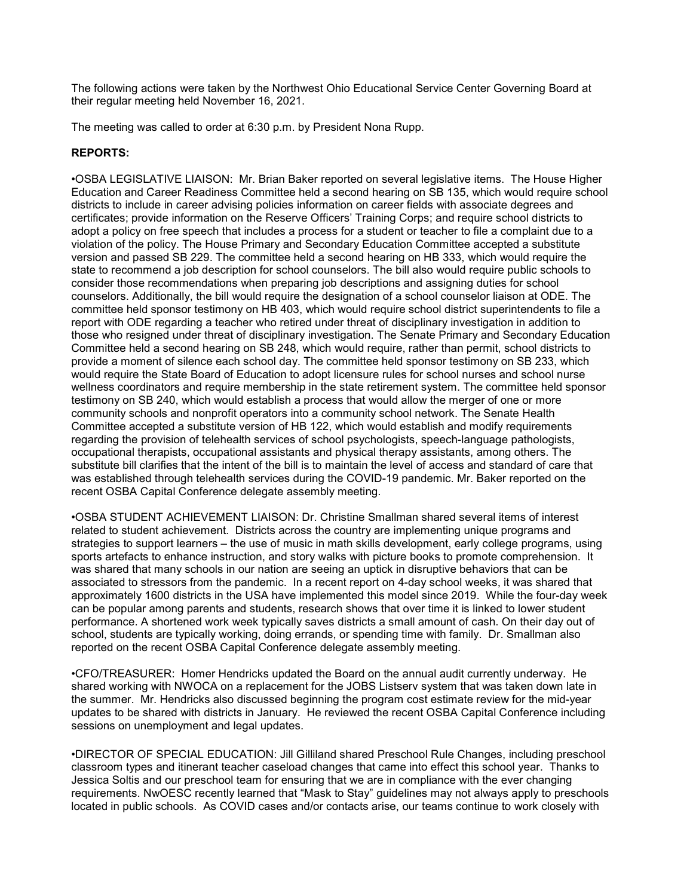The following actions were taken by the Northwest Ohio Educational Service Center Governing Board at their regular meeting held November 16, 2021.

The meeting was called to order at 6:30 p.m. by President Nona Rupp.

**REPORTS:**

•OSBA LEGISLATIVE LIAISON: Mr. Brian Baker reported on several legislative items. The House Higher Education and Career Readiness Committee held a second hearing on SB 135, which would require school districts to include in career advising policies information on career fields with associate degrees and certificates; provide information on the Reserve Officers' Training Corps; and require school districts to adopt a policy on free speech that includes a process for a student or teacher to file a complaint due to a violation of the policy. The House Primary and Secondary Education Committee accepted a substitute version and passed SB 229. The committee held a second hearing on HB 333, which would require the state to recommend a job description for school counselors. The bill also would require public schools to consider those recommendations when preparing job descriptions and assigning duties for school counselors. Additionally, the bill would require the designation of a school counselor liaison at ODE. The committee held sponsor testimony on HB 403, which would require school district superintendents to file a report with ODE regarding a teacher who retired under threat of disciplinary investigation in addition to those who resigned under threat of disciplinary investigation. The Senate Primary and Secondary Education Committee held a second hearing on SB 248, which would require, rather than permit, school districts to provide a moment of silence each school day. The committee held sponsor testimony on SB 233, which would require the State Board of Education to adopt licensure rules for school nurses and school nurse wellness coordinators and require membership in the state retirement system. The committee held sponsor testimony on SB 240, which would establish a process that would allow the merger of one or more community schools and nonprofit operators into a community school network. The Senate Health Committee accepted a substitute version of HB 122, which would establish and modify requirements regarding the provision of telehealth services of school psychologists, speech-language pathologists, occupational therapists, occupational assistants and physical therapy assistants, among others. The substitute bill clarifies that the intent of the bill is to maintain the level of access and standard of care that was established through telehealth services during the COVID-19 pandemic. Mr. Baker reported on the recent OSBA Capital Conference delegate assembly meeting.

•OSBA STUDENT ACHIEVEMENT LIAISON: Dr. Christine Smallman shared several items of interest related to student achievement. Districts across the country are implementing unique programs and strategies to support learners – the use of music in math skills development, early college programs, using sports artefacts to enhance instruction, and story walks with picture books to promote comprehension. It was shared that many schools in our nation are seeing an uptick in disruptive behaviors that can be associated to stressors from the pandemic. In a recent report on 4-day school weeks, it was shared that approximately 1600 districts in the USA have implemented this model since 2019. While the four-day week can be popular among parents and students, research shows that over time it is linked to lower student performance. A shortened work week typically saves districts a small amount of cash. On their day out of school, students are typically working, doing errands, or spending time with family. Dr. Smallman also reported on the recent OSBA Capital Conference delegate assembly meeting.

•CFO/TREASURER: Homer Hendricks updated the Board on the annual audit currently underway. He shared working with NWOCA on a replacement for the JOBS Listserv system that was taken down late in the summer. Mr. Hendricks also discussed beginning the program cost estimate review for the mid-year updates to be shared with districts in January. He reviewed the recent OSBA Capital Conference including sessions on unemployment and legal updates.

•DIRECTOR OF SPECIAL EDUCATION: Jill Gilliland shared Preschool Rule Changes, including preschool classroom types and itinerant teacher caseload changes that came into effect this school year. Thanks to Jessica Soltis and our preschool team for ensuring that we are in compliance with the ever changing requirements. NwOESC recently learned that "Mask to Stay" guidelines may not always apply to preschools located in public schools. As COVID cases and/or contacts arise, our teams continue to work closely with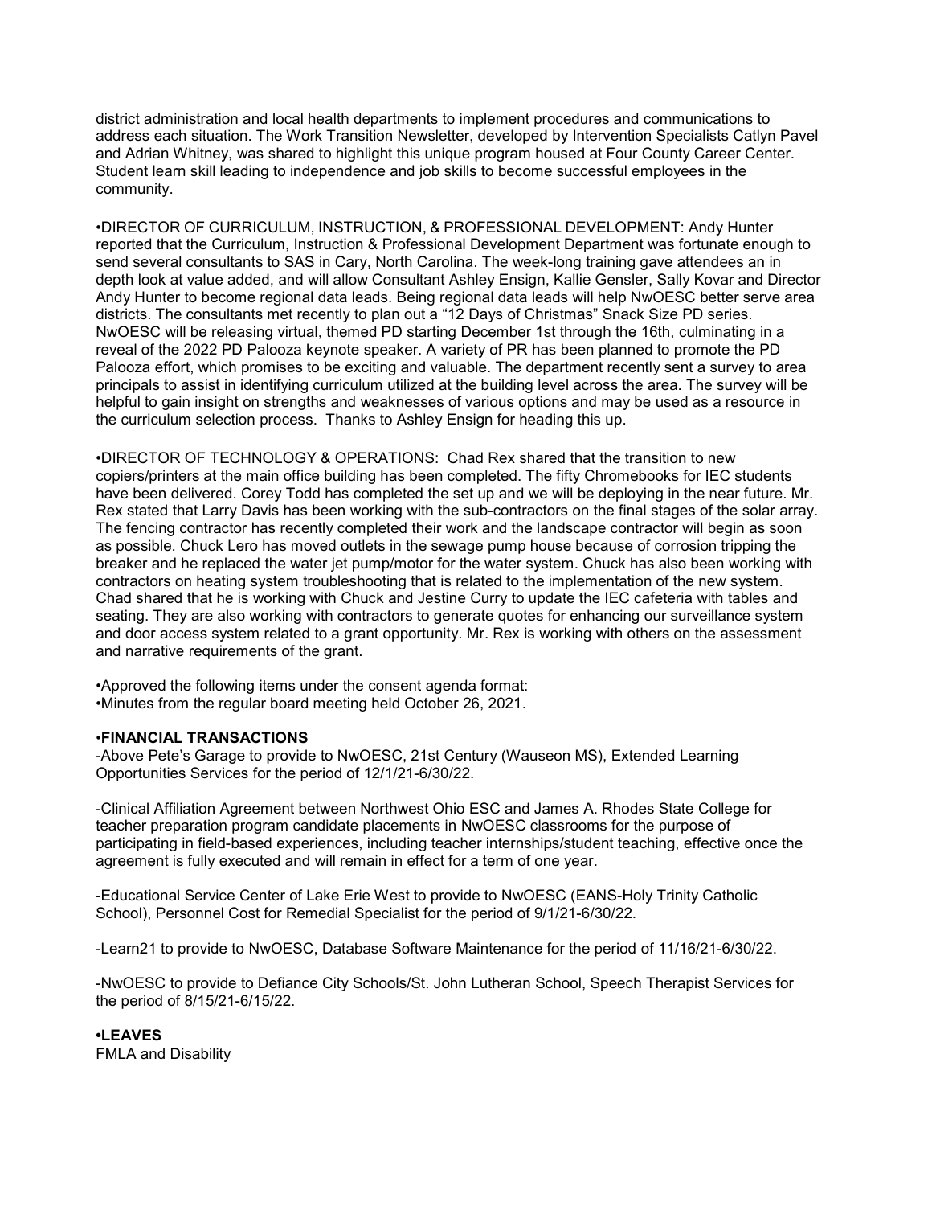district administration and local health departments to implement procedures and communications to address each situation. The Work Transition Newsletter, developed by Intervention Specialists Catlyn Pavel and Adrian Whitney, was shared to highlight this unique program housed at Four County Career Center. Student learn skill leading to independence and job skills to become successful employees in the community.

•DIRECTOR OF CURRICULUM, INSTRUCTION, & PROFESSIONAL DEVELOPMENT: Andy Hunter reported that the Curriculum, Instruction & Professional Development Department was fortunate enough to send several consultants to SAS in Cary, North Carolina. The week-long training gave attendees an in depth look at value added, and will allow Consultant Ashley Ensign, Kallie Gensler, Sally Kovar and Director Andy Hunter to become regional data leads. Being regional data leads will help NwOESC better serve area districts. The consultants met recently to plan out a "12 Days of Christmas" Snack Size PD series. NwOESC will be releasing virtual, themed PD starting December 1st through the 16th, culminating in a reveal of the 2022 PD Palooza keynote speaker. A variety of PR has been planned to promote the PD Palooza effort, which promises to be exciting and valuable. The department recently sent a survey to area principals to assist in identifying curriculum utilized at the building level across the area. The survey will be helpful to gain insight on strengths and weaknesses of various options and may be used as a resource in the curriculum selection process. Thanks to Ashley Ensign for heading this up.

•DIRECTOR OF TECHNOLOGY & OPERATIONS: Chad Rex shared that the transition to new copiers/printers at the main office building has been completed. The fifty Chromebooks for IEC students have been delivered. Corey Todd has completed the set up and we will be deploying in the near future. Mr. Rex stated that Larry Davis has been working with the sub-contractors on the final stages of the solar array. The fencing contractor has recently completed their work and the landscape contractor will begin as soon as possible. Chuck Lero has moved outlets in the sewage pump house because of corrosion tripping the breaker and he replaced the water jet pump/motor for the water system. Chuck has also been working with contractors on heating system troubleshooting that is related to the implementation of the new system. Chad shared that he is working with Chuck and Jestine Curry to update the IEC cafeteria with tables and seating. They are also working with contractors to generate quotes for enhancing our surveillance system and door access system related to a grant opportunity. Mr. Rex is working with others on the assessment and narrative requirements of the grant.

•Approved the following items under the consent agenda format:
•Minutes from the regular board meeting held October 26, 2021.

**•FINANCIAL TRANSACTIONS**

-Above Pete's Garage to provide to NwOESC, 21st Century (Wauseon MS), Extended Learning Opportunities Services for the period of 12/1/21-6/30/22.

-Clinical Affiliation Agreement between Northwest Ohio ESC and James A. Rhodes State College for teacher preparation program candidate placements in NwOESC classrooms for the purpose of participating in field-based experiences, including teacher internships/student teaching, effective once the agreement is fully executed and will remain in effect for a term of one year.

-Educational Service Center of Lake Erie West to provide to NwOESC (EANS-Holy Trinity Catholic School), Personnel Cost for Remedial Specialist for the period of 9/1/21-6/30/22.

-Learn21 to provide to NwOESC, Database Software Maintenance for the period of 11/16/21-6/30/22.

-NwOESC to provide to Defiance City Schools/St. John Lutheran School, Speech Therapist Services for the period of 8/15/21-6/15/22.

**•LEAVES**

FMLA and Disability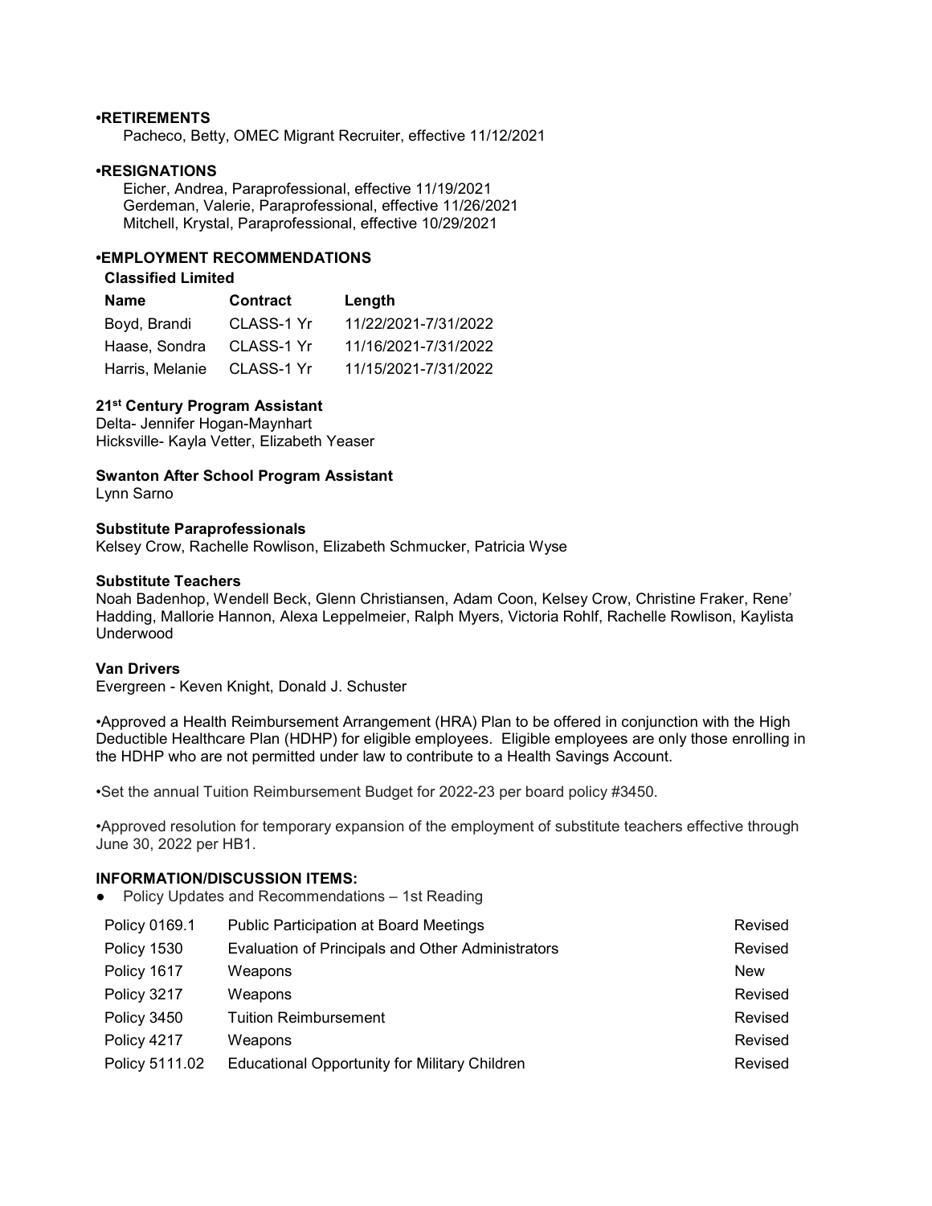**•RETIREMENTS**

Pacheco, Betty, OMEC Migrant Recruiter, effective 11/12/2021

**•RESIGNATIONS**

Eicher, Andrea, Paraprofessional, effective 11/19/2021
Gerdeman, Valerie, Paraprofessional, effective 11/26/2021
Mitchell, Krystal, Paraprofessional, effective 10/29/2021

**•EMPLOYMENT RECOMMENDATIONS**

**Classified Limited**

| **Name** | **Contract** | **Length** |
|---|---|---|
| Boyd, Brandi | CLASS-1 Yr | 11/22/2021-7/31/2022 |
| Haase, Sondra | CLASS-1 Yr | 11/16/2021-7/31/2022 |
| Harris, Melanie | CLASS-1 Yr | 11/15/2021-7/31/2022 |

**21st Century Program Assistant**

Delta- Jennifer Hogan-Maynhart
Hicksville- Kayla Vetter, Elizabeth Yeaser

**Swanton After School Program Assistant**

Lynn Sarno

**Substitute Paraprofessionals**

Kelsey Crow, Rachelle Rowlison, Elizabeth Schmucker, Patricia Wyse

**Substitute Teachers**

Noah Badenhop, Wendell Beck, Glenn Christiansen, Adam Coon, Kelsey Crow, Christine Fraker, Rene' Hadding, Mallorie Hannon, Alexa Leppelmeier, Ralph Myers, Victoria Rohlf, Rachelle Rowlison, Kaylista Underwood

**Van Drivers**

Evergreen - Keven Knight, Donald J. Schuster

•Approved a Health Reimbursement Arrangement (HRA) Plan to be offered in conjunction with the High Deductible Healthcare Plan (HDHP) for eligible employees. Eligible employees are only those enrolling in the HDHP who are not permitted under law to contribute to a Health Savings Account.

•Set the annual Tuition Reimbursement Budget for 2022-23 per board policy #3450.

•Approved resolution for temporary expansion of the employment of substitute teachers effective through June 30, 2022 per HB1.

**INFORMATION/DISCUSSION ITEMS:**

- Policy Updates and Recommendations – 1st Reading

| | | |
|---|---|---|
| Policy 0169.1 | Public Participation at Board Meetings | Revised |
| Policy 1530 | Evaluation of Principals and Other Administrators | Revised |
| Policy 1617 | Weapons | New |
| Policy 3217 | Weapons | Revised |
| Policy 3450 | Tuition Reimbursement | Revised |
| Policy 4217 | Weapons | Revised |
| Policy 5111.02 | Educational Opportunity for Military Children | Revised |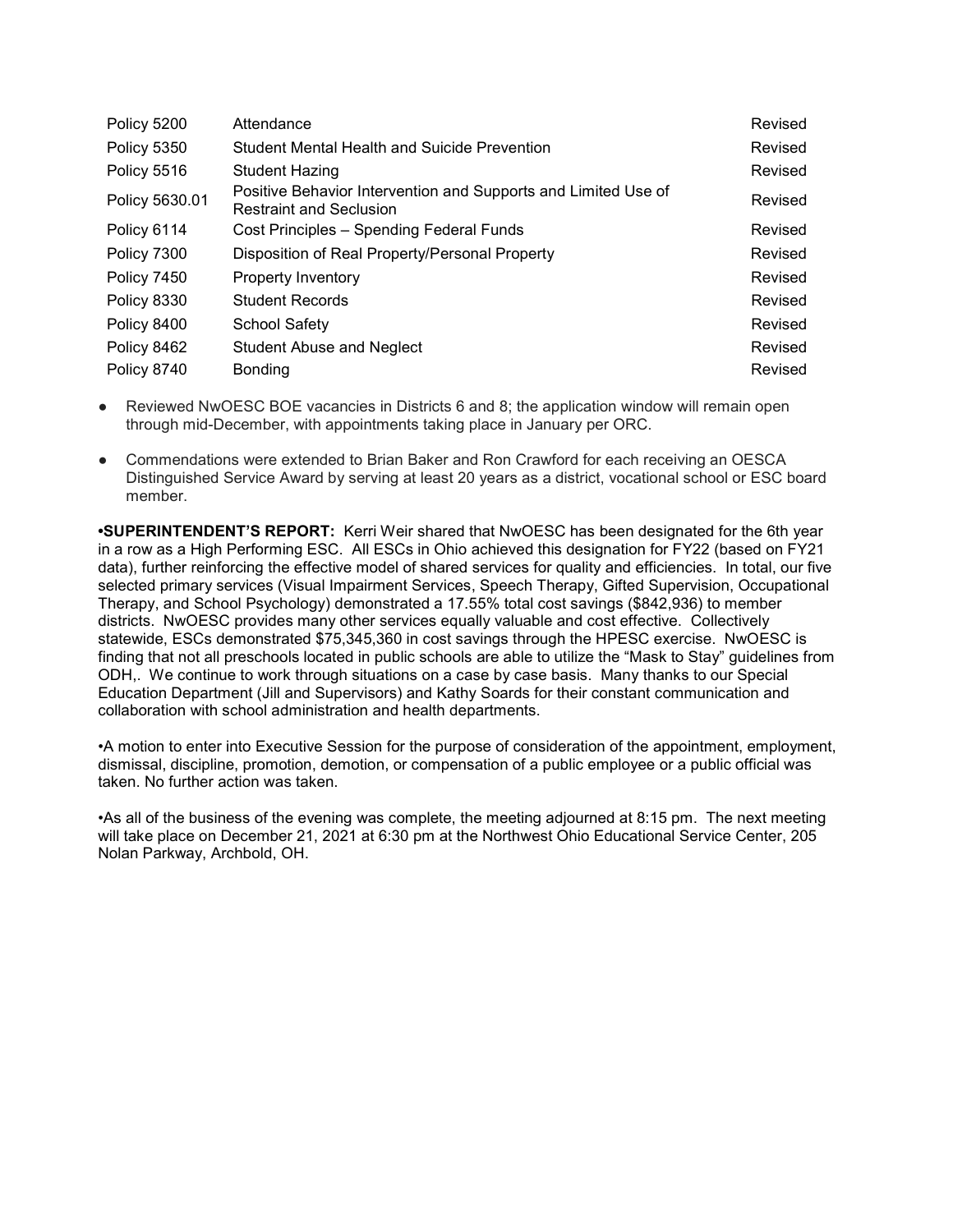| | | |
|---|---|---|
| Policy 5200 | Attendance | Revised |
| Policy 5350 | Student Mental Health and Suicide Prevention | Revised |
| Policy 5516 | Student Hazing | Revised |
| Policy 5630.01 | Positive Behavior Intervention and Supports and Limited Use of Restraint and Seclusion | Revised |
| Policy 6114 | Cost Principles – Spending Federal Funds | Revised |
| Policy 7300 | Disposition of Real Property/Personal Property | Revised |
| Policy 7450 | Property Inventory | Revised |
| Policy 8330 | Student Records | Revised |
| Policy 8400 | School Safety | Revised |
| Policy 8462 | Student Abuse and Neglect | Revised |
| Policy 8740 | Bonding | Revised |

- Reviewed NwOESC BOE vacancies in Districts 6 and 8; the application window will remain open through mid-December, with appointments taking place in January per ORC.
- Commendations were extended to Brian Baker and Ron Crawford for each receiving an OESCA Distinguished Service Award by serving at least 20 years as a district, vocational school or ESC board member.

**•SUPERINTENDENT'S REPORT:** Kerri Weir shared that NwOESC has been designated for the 6th year in a row as a High Performing ESC. All ESCs in Ohio achieved this designation for FY22 (based on FY21 data), further reinforcing the effective model of shared services for quality and efficiencies. In total, our five selected primary services (Visual Impairment Services, Speech Therapy, Gifted Supervision, Occupational Therapy, and School Psychology) demonstrated a 17.55% total cost savings ($842,936) to member districts. NwOESC provides many other services equally valuable and cost effective. Collectively statewide, ESCs demonstrated $75,345,360 in cost savings through the HPESC exercise. NwOESC is finding that not all preschools located in public schools are able to utilize the "Mask to Stay" guidelines from ODH,. We continue to work through situations on a case by case basis. Many thanks to our Special Education Department (Jill and Supervisors) and Kathy Soards for their constant communication and collaboration with school administration and health departments.

•A motion to enter into Executive Session for the purpose of consideration of the appointment, employment, dismissal, discipline, promotion, demotion, or compensation of a public employee or a public official was taken. No further action was taken.

•As all of the business of the evening was complete, the meeting adjourned at 8:15 pm. The next meeting will take place on December 21, 2021 at 6:30 pm at the Northwest Ohio Educational Service Center, 205 Nolan Parkway, Archbold, OH.